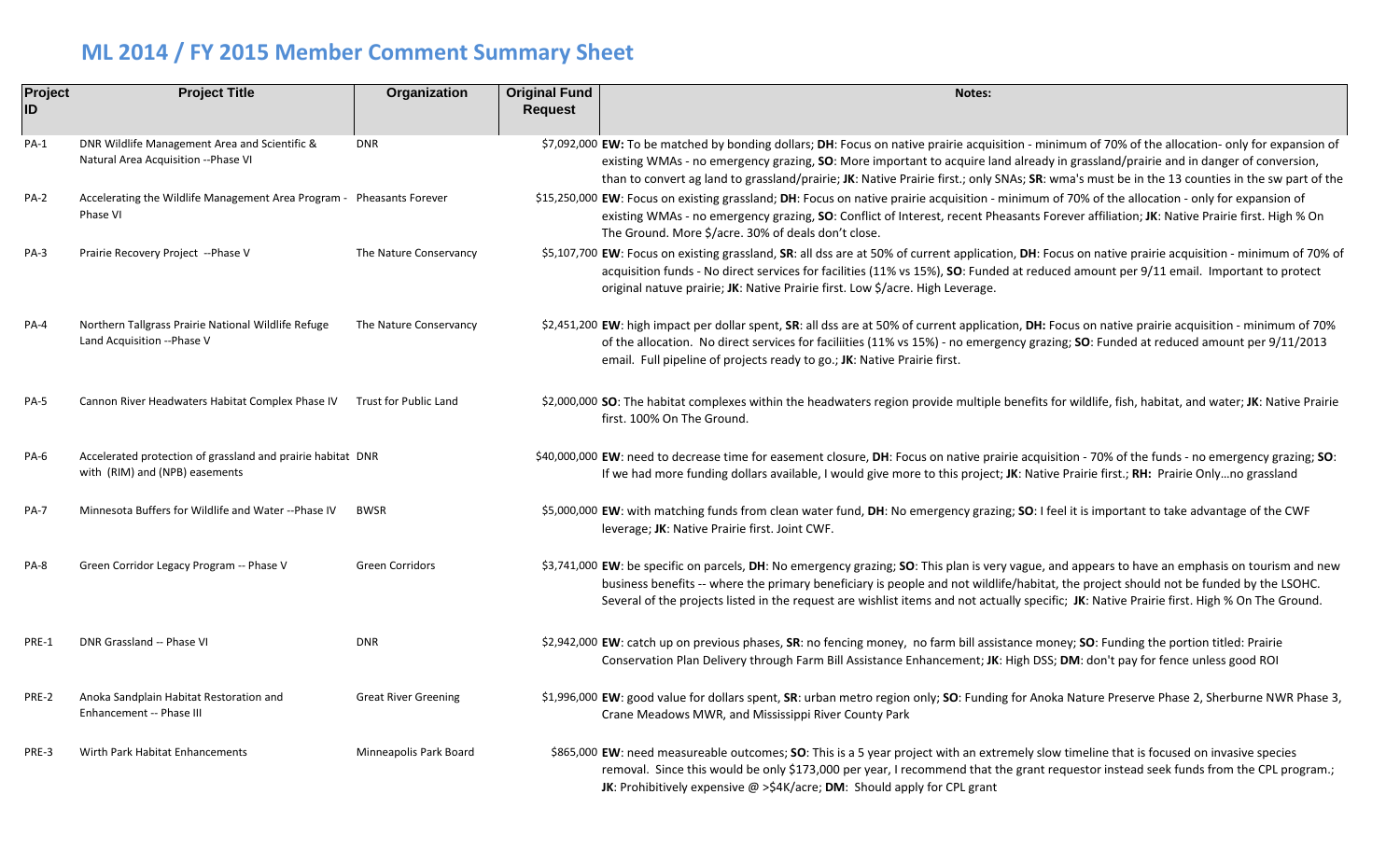# ML 2014 / FY 2015 Member Comment Summary Sheet

| Project ID | Project Title | Organization | Original Fund Request | Notes: |
|---|---|---|---|---|
| PA-1 | DNR Wildlife Management Area and Scientific & Natural Area Acquisition --Phase VI | DNR | $7,092,000 | **EW:** To be matched by bonding dollars; **DH**: Focus on native prairie acquisition - minimum of 70% of the allocation- only for expansion of existing WMAs - no emergency grazing, **SO**: More important to acquire land already in grassland/prairie and in danger of conversion, than to convert ag land to grassland/prairie; **JK**: Native Prairie first.; only SNAs; **SR**: wma's must be in the 13 counties in the sw part of the |
| PA-2 | Accelerating the Wildlife Management Area Program - Phase VI | Pheasants Forever | $15,250,000 | **EW**: Focus on existing grassland; **DH**: Focus on native prairie acquisition - minimum of 70% of the allocation - only for expansion of existing WMAs - no emergency grazing, **SO**: Conflict of Interest, recent Pheasants Forever affiliation; **JK**: Native Prairie first. High % On The Ground. More $/acre. 30% of deals don't close. |
| PA-3 | Prairie Recovery Project --Phase V | The Nature Conservancy | $5,107,700 | **EW**: Focus on existing grassland, **SR**: all dss are at 50% of current application, **DH**: Focus on native prairie acquisition - minimum of 70% of acquisition funds - No direct services for facilities (11% vs 15%), **SO**: Funded at reduced amount per 9/11 email. Important to protect original natuve prairie; **JK**: Native Prairie first. Low $/acre. High Leverage. |
| PA-4 | Northern Tallgrass Prairie National Wildlife Refuge Land Acquisition --Phase V | The Nature Conservancy | $2,451,200 | **EW**: high impact per dollar spent, **SR**: all dss are at 50% of current application, **DH:** Focus on native prairie acquisition - minimum of 70% of the allocation. No direct services for faciliities (11% vs 15%) - no emergency grazing; **SO**: Funded at reduced amount per 9/11/2013 email. Full pipeline of projects ready to go.; **JK**: Native Prairie first. |
| PA-5 | Cannon River Headwaters Habitat Complex Phase IV | Trust for Public Land | $2,000,000 | **SO**: The habitat complexes within the headwaters region provide multiple benefits for wildlife, fish, habitat, and water; **JK**: Native Prairie first. 100% On The Ground. |
| PA-6 | Accelerated protection of grassland and prairie habitat with (RIM) and (NPB) easements | DNR | $40,000,000 | **EW**: need to decrease time for easement closure, **DH**: Focus on native prairie acquisition - 70% of the funds - no emergency grazing; **SO**: If we had more funding dollars available, I would give more to this project; **JK**: Native Prairie first.; **RH:** Prairie Only…no grassland |
| PA-7 | Minnesota Buffers for Wildlife and Water --Phase IV | BWSR | $5,000,000 | **EW**: with matching funds from clean water fund, **DH**: No emergency grazing; **SO**: I feel it is important to take advantage of the CWF leverage; **JK**: Native Prairie first. Joint CWF. |
| PA-8 | Green Corridor Legacy Program -- Phase V | Green Corridors | $3,741,000 | **EW**: be specific on parcels, **DH**: No emergency grazing; **SO**: This plan is very vague, and appears to have an emphasis on tourism and new business benefits -- where the primary beneficiary is people and not wildlife/habitat, the project should not be funded by the LSOHC. Several of the projects listed in the request are wishlist items and not actually specific; **JK**: Native Prairie first. High % On The Ground. |
| PRE-1 | DNR Grassland -- Phase VI | DNR | $2,942,000 | **EW**: catch up on previous phases, **SR**: no fencing money, no farm bill assistance money; **SO**: Funding the portion titled: Prairie Conservation Plan Delivery through Farm Bill Assistance Enhancement; **JK**: High DSS; **DM**: don't pay for fence unless good ROI |
| PRE-2 | Anoka Sandplain Habitat Restoration and Enhancement -- Phase III | Great River Greening | $1,996,000 | **EW**: good value for dollars spent, **SR**: urban metro region only; **SO**: Funding for Anoka Nature Preserve Phase 2, Sherburne NWR Phase 3, Crane Meadows MWR, and Mississippi River County Park |
| PRE-3 | Wirth Park Habitat Enhancements | Minneapolis Park Board | $865,000 | **EW**: need measureable outcomes; **SO**: This is a 5 year project with an extremely slow timeline that is focused on invasive species removal. Since this would be only $173,000 per year, I recommend that the grant requestor instead seek funds from the CPL program.; **JK**: Prohibitively expensive @ >$4K/acre; **DM**: Should apply for CPL grant |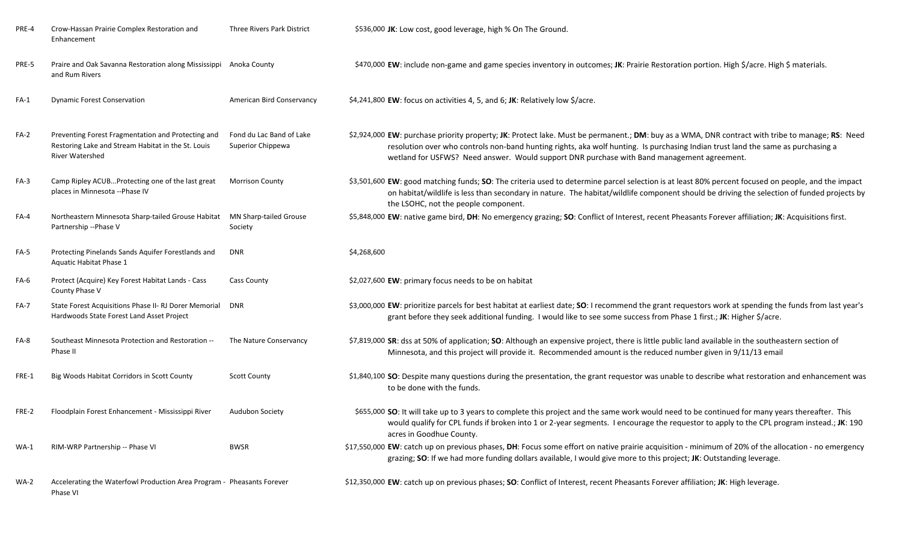| | | | | |
|---|---|---|---|---|
| PRE-4 | Crow-Hassan Prairie Complex Restoration and Enhancement | Three Rivers Park District | $536,000 | **JK**: Low cost, good leverage, high % On The Ground. |
| PRE-5 | Praire and Oak Savanna Restoration along Mississippi and Rum Rivers | Anoka County | $470,000 | **EW**: include non-game and game species inventory in outcomes; **JK**: Prairie Restoration portion. High $/acre. High $ materials. |
| FA-1 | Dynamic Forest Conservation | American Bird Conservancy | $4,241,800 | **EW**: focus on activities 4, 5, and 6; **JK**: Relatively low $/acre. |
| FA-2 | Preventing Forest Fragmentation and Protecting and Restoring Lake and Stream Habitat in the St. Louis River Watershed | Fond du Lac Band of Lake Superior Chippewa | $2,924,000 | **EW**: purchase priority property; **JK**: Protect lake. Must be permanent.; **DM**: buy as a WMA, DNR contract with tribe to manage; **RS**: Need resolution over who controls non-band hunting rights, aka wolf hunting. Is purchasing Indian trust land the same as purchasing a wetland for USFWS? Need answer. Would support DNR purchase with Band management agreement. |
| FA-3 | Camp Ripley ACUB...Protecting one of the last great places in Minnesota --Phase IV | Morrison County | $3,501,600 | **EW**: good matching funds; **SO**: The criteria used to determine parcel selection is at least 80% percent focused on people, and the impact on habitat/wildlife is less than secondary in nature. The habitat/wildlife component should be driving the selection of funded projects by the LSOHC, not the people component. |
| FA-4 | Northeastern Minnesota Sharp-tailed Grouse Habitat Partnership --Phase V | MN Sharp-tailed Grouse Society | $5,848,000 | **EW**: native game bird, **DH**: No emergency grazing; **SO**: Conflict of Interest, recent Pheasants Forever affiliation; **JK**: Acquisitions first. |
| FA-5 | Protecting Pinelands Sands Aquifer Forestlands and Aquatic Habitat Phase 1 | DNR | $4,268,600 | |
| FA-6 | Protect (Acquire) Key Forest Habitat Lands - Cass County Phase V | Cass County | $2,027,600 | **EW**: primary focus needs to be on habitat |
| FA-7 | State Forest Acquisitions Phase II- RJ Dorer Memorial Hardwoods State Forest Land Asset Project | DNR | $3,000,000 | **EW**: prioritize parcels for best habitat at earliest date; **SO**: I recommend the grant requestors work at spending the funds from last year's grant before they seek additional funding. I would like to see some success from Phase 1 first.; **JK**: Higher $/acre. |
| FA-8 | Southeast Minnesota Protection and Restoration -- Phase II | The Nature Conservancy | $7,819,000 | **SR**: dss at 50% of application; **SO**: Although an expensive project, there is little public land available in the southeastern section of Minnesota, and this project will provide it. Recommended amount is the reduced number given in 9/11/13 email |
| FRE-1 | Big Woods Habitat Corridors in Scott County | Scott County | $1,840,100 | **SO**: Despite many questions during the presentation, the grant requestor was unable to describe what restoration and enhancement was to be done with the funds. |
| FRE-2 | Floodplain Forest Enhancement - Mississippi River | Audubon Society | $655,000 | **SO**: It will take up to 3 years to complete this project and the same work would need to be continued for many years thereafter. This would qualify for CPL funds if broken into 1 or 2-year segments. I encourage the requestor to apply to the CPL program instead.; **JK**: 190 acres in Goodhue County. |
| WA-1 | RIM-WRP Partnership -- Phase VI | BWSR | $17,550,000 | **EW**: catch up on previous phases, **DH**: Focus some effort on native prairie acquisition - minimum of 20% of the allocation - no emergency grazing; **SO**: If we had more funding dollars available, I would give more to this project; **JK**: Outstanding leverage. |
| WA-2 | Accelerating the Waterfowl Production Area Program - Phase VI | Pheasants Forever | $12,350,000 | **EW**: catch up on previous phases; **SO**: Conflict of Interest, recent Pheasants Forever affiliation; **JK**: High leverage. |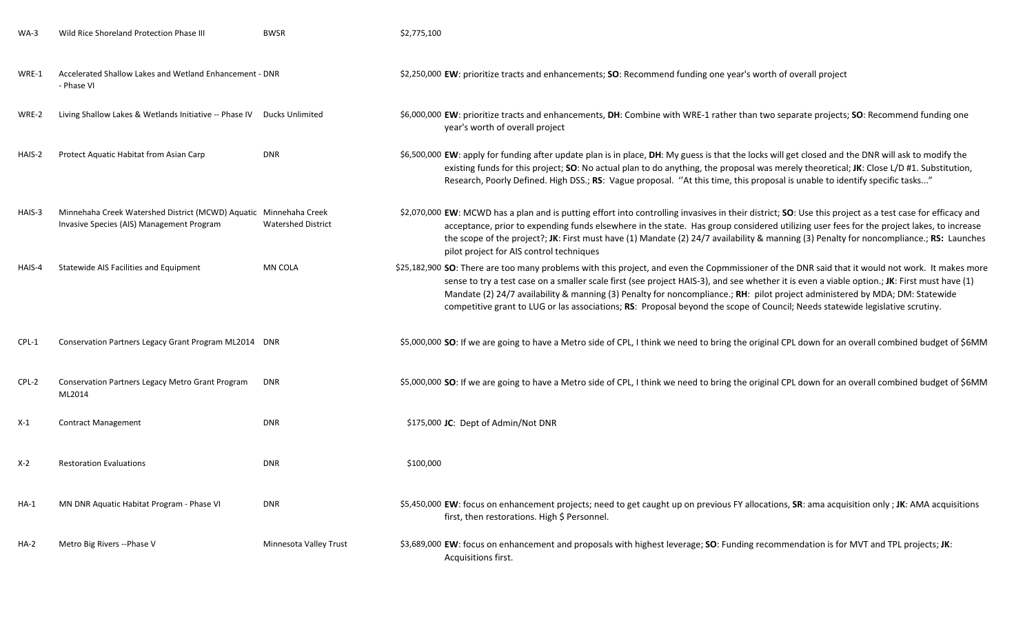| | | | | |
|---|---|---|---|---|
| WA-3 | Wild Rice Shoreland Protection Phase III | BWSR | $2,775,100 | |
| WRE-1 | Accelerated Shallow Lakes and Wetland Enhancement - Phase VI | DNR | $2,250,000 | **EW**: prioritize tracts and enhancements; **SO**: Recommend funding one year's worth of overall project |
| WRE-2 | Living Shallow Lakes & Wetlands Initiative -- Phase IV | Ducks Unlimited | $6,000,000 | **EW**: prioritize tracts and enhancements, **DH**: Combine with WRE-1 rather than two separate projects; **SO**: Recommend funding one year's worth of overall project |
| HAIS-2 | Protect Aquatic Habitat from Asian Carp | DNR | $6,500,000 | **EW**: apply for funding after update plan is in place, **DH**: My guess is that the locks will get closed and the DNR will ask to modify the existing funds for this project; **SO**: No actual plan to do anything, the proposal was merely theoretical; **JK**: Close L/D #1. Substitution, Research, Poorly Defined. High DSS.; **RS**: Vague proposal. ''At this time, this proposal is unable to identify specific tasks..." |
| HAIS-3 | Minnehaha Creek Watershed District (MCWD) Aquatic Invasive Species (AIS) Management Program | Minnehaha Creek Watershed District | $2,070,000 | **EW**: MCWD has a plan and is putting effort into controlling invasives in their district; **SO**: Use this project as a test case for efficacy and acceptance, prior to expending funds elsewhere in the state. Has group considered utilizing user fees for the project lakes, to increase the scope of the project?; **JK**: First must have (1) Mandate (2) 24/7 availability & manning (3) Penalty for noncompliance.; **RS:** Launches pilot project for AIS control techniques |
| HAIS-4 | Statewide AIS Facilities and Equipment | MN COLA | $25,182,900 | **SO**: There are too many problems with this project, and even the Copmmissioner of the DNR said that it would not work. It makes more sense to try a test case on a smaller scale first (see project HAIS-3), and see whether it is even a viable option.; **JK**: First must have (1) Mandate (2) 24/7 availability & manning (3) Penalty for noncompliance.; **RH**: pilot project administered by MDA; DM: Statewide competitive grant to LUG or las associations; **RS**: Proposal beyond the scope of Council; Needs statewide legislative scrutiny. |
| CPL-1 | Conservation Partners Legacy Grant Program ML2014 | DNR | $5,000,000 | **SO**: If we are going to have a Metro side of CPL, I think we need to bring the original CPL down for an overall combined budget of $6MM |
| CPL-2 | Conservation Partners Legacy Metro Grant Program ML2014 | DNR | $5,000,000 | **SO**: If we are going to have a Metro side of CPL, I think we need to bring the original CPL down for an overall combined budget of $6MM |
| X-1 | Contract Management | DNR | $175,000 | **JC**: Dept of Admin/Not DNR |
| X-2 | Restoration Evaluations | DNR | $100,000 | |
| HA-1 | MN DNR Aquatic Habitat Program - Phase VI | DNR | $5,450,000 | **EW**: focus on enhancement projects; need to get caught up on previous FY allocations, **SR**: ama acquisition only ; **JK**: AMA acquisitions first, then restorations. High $ Personnel. |
| HA-2 | Metro Big Rivers --Phase V | Minnesota Valley Trust | $3,689,000 | **EW**: focus on enhancement and proposals with highest leverage; **SO**: Funding recommendation is for MVT and TPL projects; **JK**: Acquisitions first. |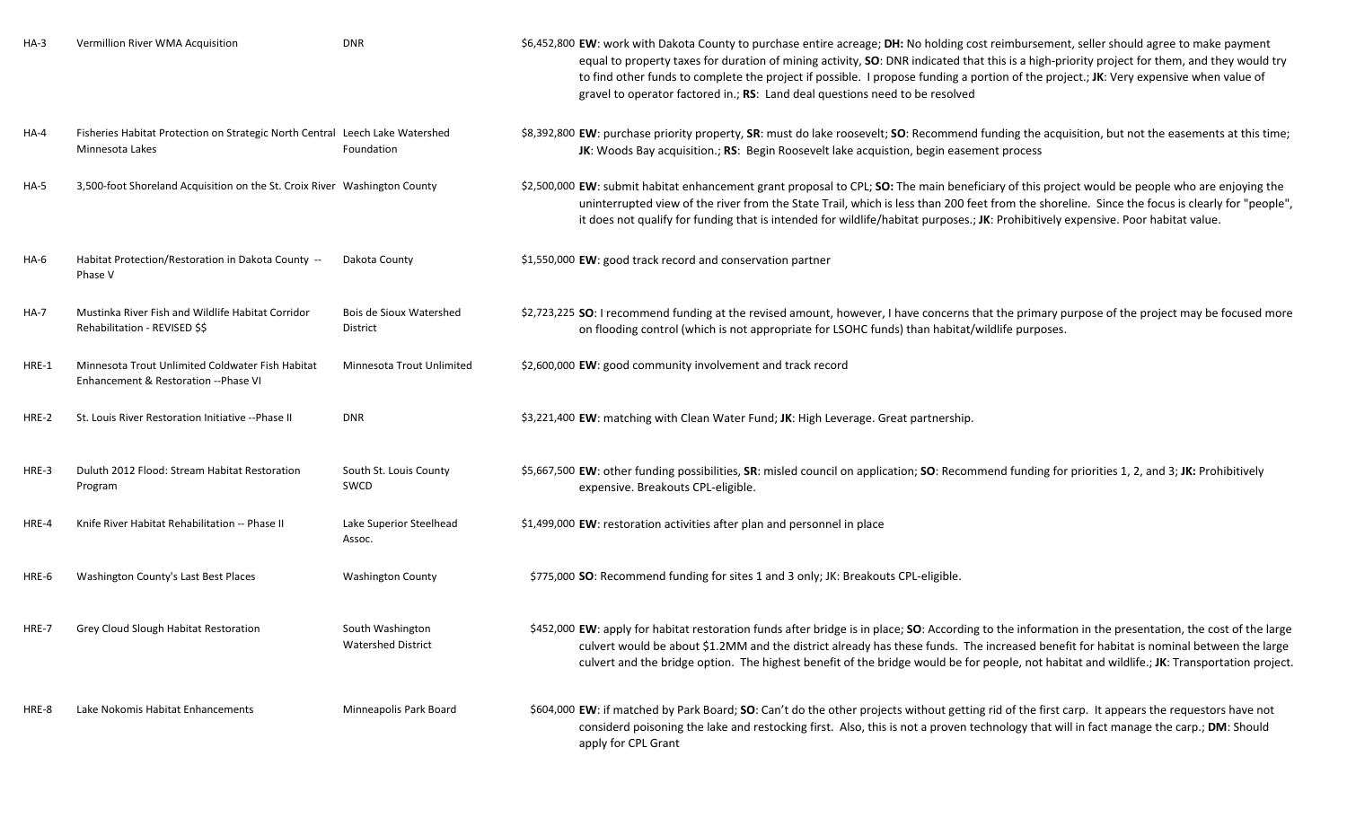| | | | | |
|---|---|---|---|---|
| HA-3 | Vermillion River WMA Acquisition | DNR | $6,452,800 | **EW**: work with Dakota County to purchase entire acreage; **DH:** No holding cost reimbursement, seller should agree to make payment equal to property taxes for duration of mining activity, **SO**: DNR indicated that this is a high-priority project for them, and they would try to find other funds to complete the project if possible. I propose funding a portion of the project.; **JK**: Very expensive when value of gravel to operator factored in.; **RS**: Land deal questions need to be resolved |
| HA-4 | Fisheries Habitat Protection on Strategic North Central Minnesota Lakes | Leech Lake Watershed Foundation | $8,392,800 | **EW**: purchase priority property, **SR**: must do lake roosevelt; **SO**: Recommend funding the acquisition, but not the easements at this time; **JK**: Woods Bay acquisition.; **RS**: Begin Roosevelt lake acquistion, begin easement process |
| HA-5 | 3,500-foot Shoreland Acquisition on the St. Croix River | Washington County | $2,500,000 | **EW**: submit habitat enhancement grant proposal to CPL; **SO:** The main beneficiary of this project would be people who are enjoying the uninterrupted view of the river from the State Trail, which is less than 200 feet from the shoreline. Since the focus is clearly for "people", it does not qualify for funding that is intended for wildlife/habitat purposes.; **JK**: Prohibitively expensive. Poor habitat value. |
| HA-6 | Habitat Protection/Restoration in Dakota County -- Phase V | Dakota County | $1,550,000 | **EW**: good track record and conservation partner |
| HA-7 | Mustinka River Fish and Wildlife Habitat Corridor Rehabilitation - REVISED $$ | Bois de Sioux Watershed District | $2,723,225 | **SO**: I recommend funding at the revised amount, however, I have concerns that the primary purpose of the project may be focused more on flooding control (which is not appropriate for LSOHC funds) than habitat/wildlife purposes. |
| HRE-1 | Minnesota Trout Unlimited Coldwater Fish Habitat Enhancement & Restoration --Phase VI | Minnesota Trout Unlimited | $2,600,000 | **EW**: good community involvement and track record |
| HRE-2 | St. Louis River Restoration Initiative --Phase II | DNR | $3,221,400 | **EW**: matching with Clean Water Fund; **JK**: High Leverage. Great partnership. |
| HRE-3 | Duluth 2012 Flood: Stream Habitat Restoration Program | South St. Louis County SWCD | $5,667,500 | **EW**: other funding possibilities, **SR**: misled council on application; **SO**: Recommend funding for priorities 1, 2, and 3; **JK:** Prohibitively expensive. Breakouts CPL-eligible. |
| HRE-4 | Knife River Habitat Rehabilitation -- Phase II | Lake Superior Steelhead Assoc. | $1,499,000 | **EW**: restoration activities after plan and personnel in place |
| HRE-6 | Washington County's Last Best Places | Washington County | $775,000 | **SO**: Recommend funding for sites 1 and 3 only; JK: Breakouts CPL-eligible. |
| HRE-7 | Grey Cloud Slough Habitat Restoration | South Washington Watershed District | $452,000 | **EW**: apply for habitat restoration funds after bridge is in place; **SO**: According to the information in the presentation, the cost of the large culvert would be about $1.2MM and the district already has these funds. The increased benefit for habitat is nominal between the large culvert and the bridge option. The highest benefit of the bridge would be for people, not habitat and wildlife.; **JK**: Transportation project. |
| HRE-8 | Lake Nokomis Habitat Enhancements | Minneapolis Park Board | $604,000 | **EW**: if matched by Park Board; **SO**: Can't do the other projects without getting rid of the first carp. It appears the requestors have not considerd poisoning the lake and restocking first. Also, this is not a proven technology that will in fact manage the carp.; **DM**: Should apply for CPL Grant |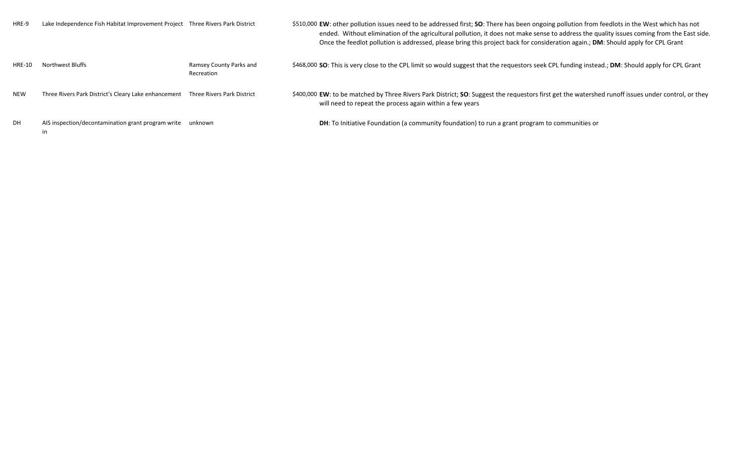| | | | | |
|---|---|---|---|---|
| HRE-9 | Lake Independence Fish Habitat Improvement Project | Three Rivers Park District | $510,000 | **EW**: other pollution issues need to be addressed first; **SO**: There has been ongoing pollution from feedlots in the West which has not ended. Without elimination of the agricultural pollution, it does not make sense to address the quality issues coming from the East side. Once the feedlot pollution is addressed, please bring this project back for consideration again.; **DM**: Should apply for CPL Grant |
| HRE-10 | Northwest Bluffs | Ramsey County Parks and Recreation | $468,000 | **SO**: This is very close to the CPL limit so would suggest that the requestors seek CPL funding instead.; **DM**: Should apply for CPL Grant |
| NEW | Three Rivers Park District's Cleary Lake enhancement | Three Rivers Park District | $400,000 | **EW**: to be matched by Three Rivers Park District; **SO**: Suggest the requestors first get the watershed runoff issues under control, or they will need to repeat the process again within a few years |
| DH | AIS inspection/decontamination grant program write in | unknown | | **DH**: To Initiative Foundation (a community foundation) to run a grant program to communities or |